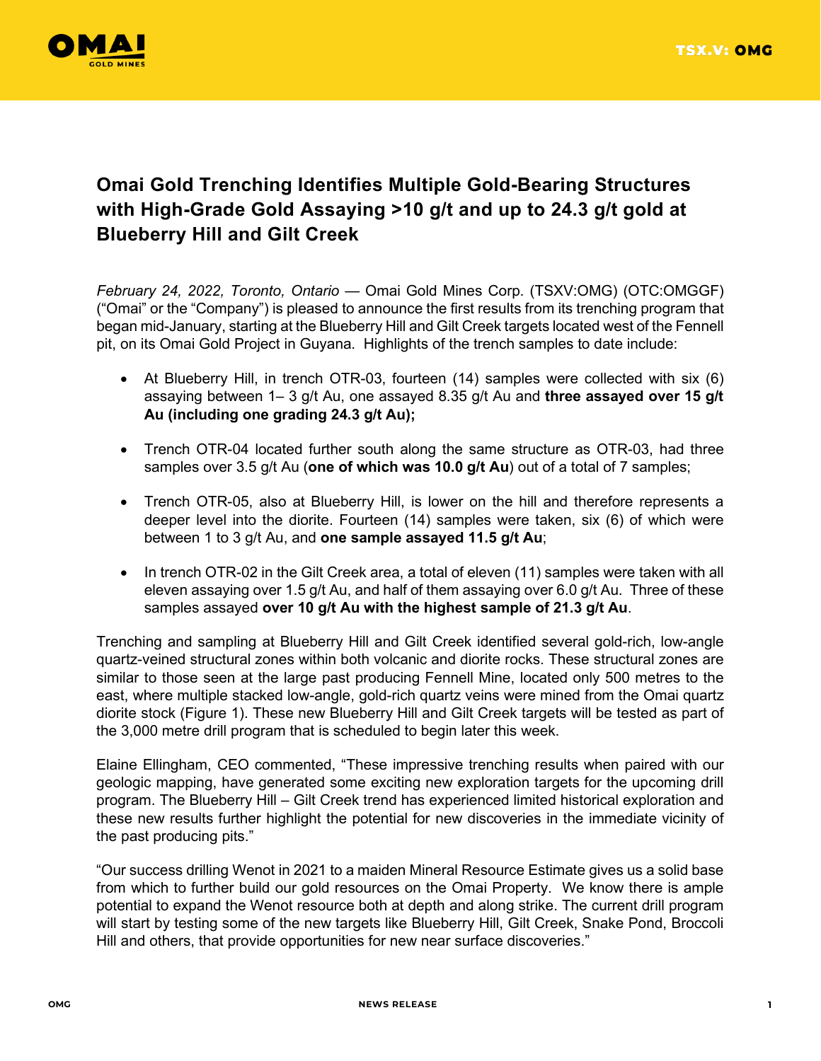# Omai Gold Trenching Identifies Multiple Gold-Bearing Structures with High-Grade Gold Assaying >10 g/t and up to 24.3 g/t gold at Blueberry Hill and Gilt Creek

*February 24, 2022, Toronto, Ontario* — Omai Gold Mines Corp. (TSXV:OMG) (OTC:OMGGF) ("Omai" or the "Company") is pleased to announce the first results from its trenching program that began mid-January, starting at the Blueberry Hill and Gilt Creek targets located west of the Fennell pit, on its Omai Gold Project in Guyana. Highlights of the trench samples to date include:

- At Blueberry Hill, in trench OTR-03, fourteen (14) samples were collected with six (6) assaying between 1– 3 g/t Au, one assayed 8.35 g/t Au and **three assayed over 15 g/t Au (including one grading 24.3 g/t Au);**
- Trench OTR-04 located further south along the same structure as OTR-03, had three samples over 3.5 g/t Au (**one of which was 10.0 g/t Au**) out of a total of 7 samples;
- Trench OTR-05, also at Blueberry Hill, is lower on the hill and therefore represents a deeper level into the diorite. Fourteen (14) samples were taken, six (6) of which were between 1 to 3 g/t Au, and **one sample assayed 11.5 g/t Au**;
- In trench OTR-02 in the Gilt Creek area, a total of eleven (11) samples were taken with all eleven assaying over 1.5 g/t Au, and half of them assaying over 6.0 g/t Au. Three of these samples assayed **over 10 g/t Au with the highest sample of 21.3 g/t Au**.

Trenching and sampling at Blueberry Hill and Gilt Creek identified several gold-rich, low-angle quartz-veined structural zones within both volcanic and diorite rocks. These structural zones are similar to those seen at the large past producing Fennell Mine, located only 500 metres to the east, where multiple stacked low-angle, gold-rich quartz veins were mined from the Omai quartz diorite stock (Figure 1). These new Blueberry Hill and Gilt Creek targets will be tested as part of the 3,000 metre drill program that is scheduled to begin later this week.

Elaine Ellingham, CEO commented, "These impressive trenching results when paired with our geologic mapping, have generated some exciting new exploration targets for the upcoming drill program. The Blueberry Hill – Gilt Creek trend has experienced limited historical exploration and these new results further highlight the potential for new discoveries in the immediate vicinity of the past producing pits."

"Our success drilling Wenot in 2021 to a maiden Mineral Resource Estimate gives us a solid base from which to further build our gold resources on the Omai Property. We know there is ample potential to expand the Wenot resource both at depth and along strike. The current drill program will start by testing some of the new targets like Blueberry Hill, Gilt Creek, Snake Pond, Broccoli Hill and others, that provide opportunities for new near surface discoveries."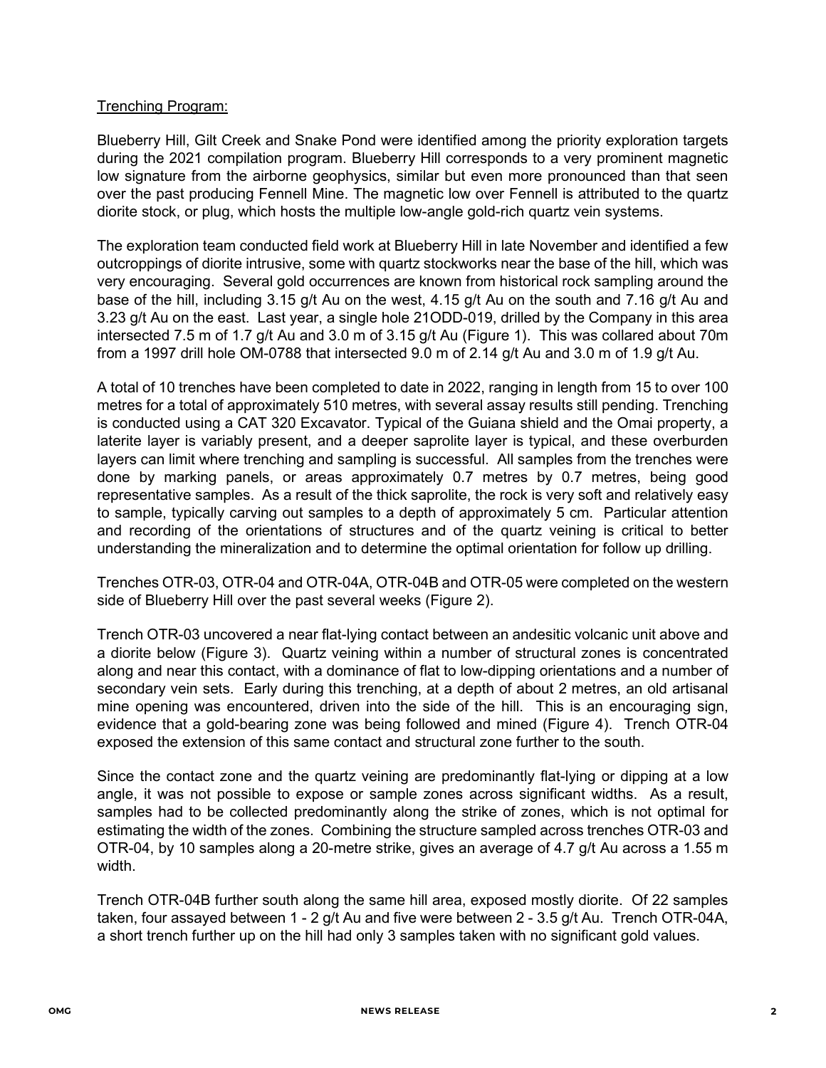Trenching Program:

Blueberry Hill, Gilt Creek and Snake Pond were identified among the priority exploration targets during the 2021 compilation program. Blueberry Hill corresponds to a very prominent magnetic low signature from the airborne geophysics, similar but even more pronounced than that seen over the past producing Fennell Mine. The magnetic low over Fennell is attributed to the quartz diorite stock, or plug, which hosts the multiple low-angle gold-rich quartz vein systems.

The exploration team conducted field work at Blueberry Hill in late November and identified a few outcroppings of diorite intrusive, some with quartz stockworks near the base of the hill, which was very encouraging. Several gold occurrences are known from historical rock sampling around the base of the hill, including 3.15 g/t Au on the west, 4.15 g/t Au on the south and 7.16 g/t Au and 3.23 g/t Au on the east. Last year, a single hole 21ODD-019, drilled by the Company in this area intersected 7.5 m of 1.7 g/t Au and 3.0 m of 3.15 g/t Au (Figure 1). This was collared about 70m from a 1997 drill hole OM-0788 that intersected 9.0 m of 2.14 g/t Au and 3.0 m of 1.9 g/t Au.

A total of 10 trenches have been completed to date in 2022, ranging in length from 15 to over 100 metres for a total of approximately 510 metres, with several assay results still pending. Trenching is conducted using a CAT 320 Excavator. Typical of the Guiana shield and the Omai property, a laterite layer is variably present, and a deeper saprolite layer is typical, and these overburden layers can limit where trenching and sampling is successful. All samples from the trenches were done by marking panels, or areas approximately 0.7 metres by 0.7 metres, being good representative samples. As a result of the thick saprolite, the rock is very soft and relatively easy to sample, typically carving out samples to a depth of approximately 5 cm. Particular attention and recording of the orientations of structures and of the quartz veining is critical to better understanding the mineralization and to determine the optimal orientation for follow up drilling.

Trenches OTR-03, OTR-04 and OTR-04A, OTR-04B and OTR-05 were completed on the western side of Blueberry Hill over the past several weeks (Figure 2).

Trench OTR-03 uncovered a near flat-lying contact between an andesitic volcanic unit above and a diorite below (Figure 3). Quartz veining within a number of structural zones is concentrated along and near this contact, with a dominance of flat to low-dipping orientations and a number of secondary vein sets. Early during this trenching, at a depth of about 2 metres, an old artisanal mine opening was encountered, driven into the side of the hill. This is an encouraging sign, evidence that a gold-bearing zone was being followed and mined (Figure 4). Trench OTR-04 exposed the extension of this same contact and structural zone further to the south.

Since the contact zone and the quartz veining are predominantly flat-lying or dipping at a low angle, it was not possible to expose or sample zones across significant widths. As a result, samples had to be collected predominantly along the strike of zones, which is not optimal for estimating the width of the zones. Combining the structure sampled across trenches OTR-03 and OTR-04, by 10 samples along a 20-metre strike, gives an average of 4.7 g/t Au across a 1.55 m width.

Trench OTR-04B further south along the same hill area, exposed mostly diorite. Of 22 samples taken, four assayed between 1 - 2 g/t Au and five were between 2 - 3.5 g/t Au. Trench OTR-04A, a short trench further up on the hill had only 3 samples taken with no significant gold values.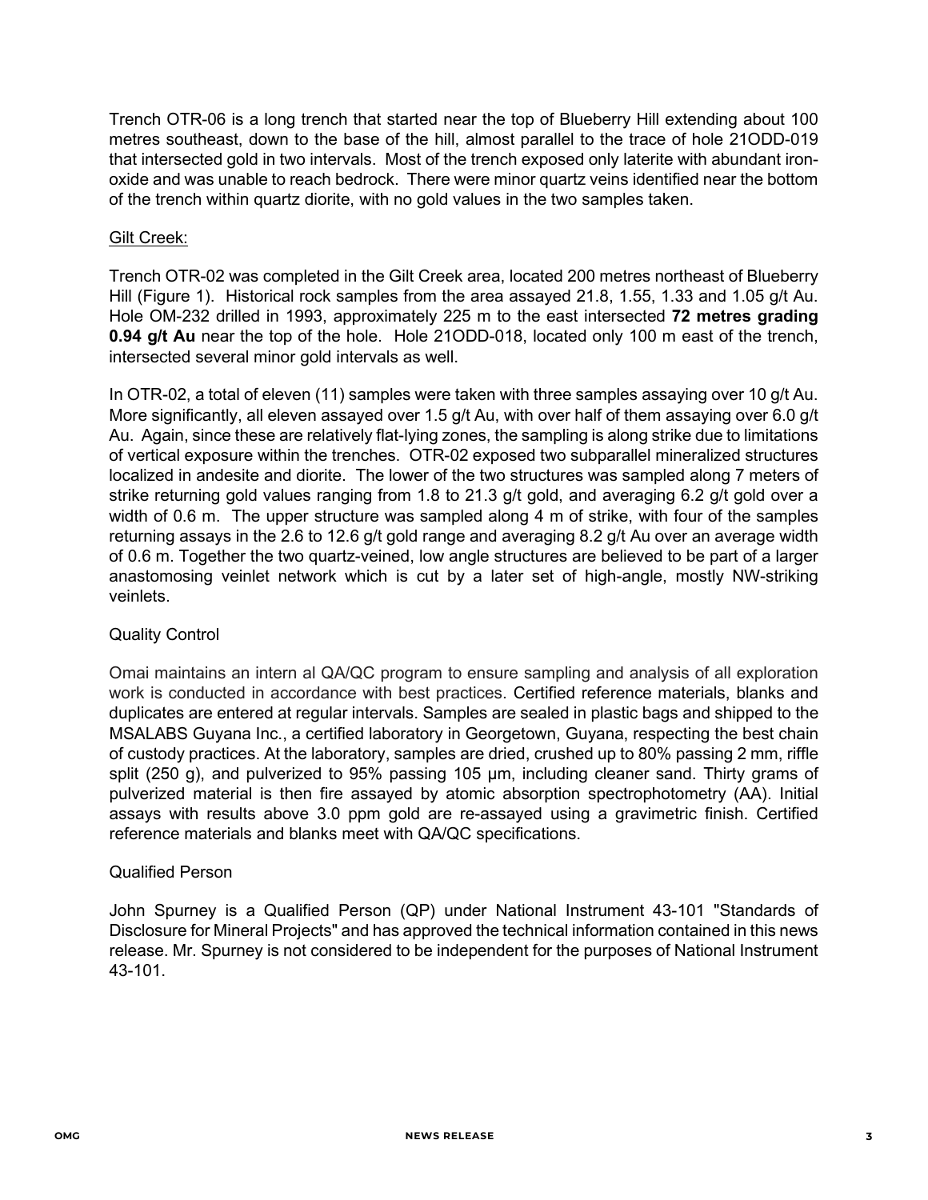Trench OTR-06 is a long trench that started near the top of Blueberry Hill extending about 100 metres southeast, down to the base of the hill, almost parallel to the trace of hole 21ODD-019 that intersected gold in two intervals. Most of the trench exposed only laterite with abundant iron-oxide and was unable to reach bedrock. There were minor quartz veins identified near the bottom of the trench within quartz diorite, with no gold values in the two samples taken.

<u>Gilt Creek:</u>

Trench OTR-02 was completed in the Gilt Creek area, located 200 metres northeast of Blueberry Hill (Figure 1). Historical rock samples from the area assayed 21.8, 1.55, 1.33 and 1.05 g/t Au. Hole OM-232 drilled in 1993, approximately 225 m to the east intersected **72 metres grading 0.94 g/t Au** near the top of the hole. Hole 21ODD-018, located only 100 m east of the trench, intersected several minor gold intervals as well.

In OTR-02, a total of eleven (11) samples were taken with three samples assaying over 10 g/t Au. More significantly, all eleven assayed over 1.5 g/t Au, with over half of them assaying over 6.0 g/t Au. Again, since these are relatively flat-lying zones, the sampling is along strike due to limitations of vertical exposure within the trenches. OTR-02 exposed two subparallel mineralized structures localized in andesite and diorite. The lower of the two structures was sampled along 7 meters of strike returning gold values ranging from 1.8 to 21.3 g/t gold, and averaging 6.2 g/t gold over a width of 0.6 m. The upper structure was sampled along 4 m of strike, with four of the samples returning assays in the 2.6 to 12.6 g/t gold range and averaging 8.2 g/t Au over an average width of 0.6 m. Together the two quartz-veined, low angle structures are believed to be part of a larger anastomosing veinlet network which is cut by a later set of high-angle, mostly NW-striking veinlets.

Quality Control

Omai maintains an intern al QA/QC program to ensure sampling and analysis of all exploration work is conducted in accordance with best practices. Certified reference materials, blanks and duplicates are entered at regular intervals. Samples are sealed in plastic bags and shipped to the MSALABS Guyana Inc., a certified laboratory in Georgetown, Guyana, respecting the best chain of custody practices. At the laboratory, samples are dried, crushed up to 80% passing 2 mm, riffle split (250 g), and pulverized to 95% passing 105 µm, including cleaner sand. Thirty grams of pulverized material is then fire assayed by atomic absorption spectrophotometry (AA). Initial assays with results above 3.0 ppm gold are re-assayed using a gravimetric finish. Certified reference materials and blanks meet with QA/QC specifications.

Qualified Person

John Spurney is a Qualified Person (QP) under National Instrument 43-101 "Standards of Disclosure for Mineral Projects" and has approved the technical information contained in this news release. Mr. Spurney is not considered to be independent for the purposes of National Instrument 43-101.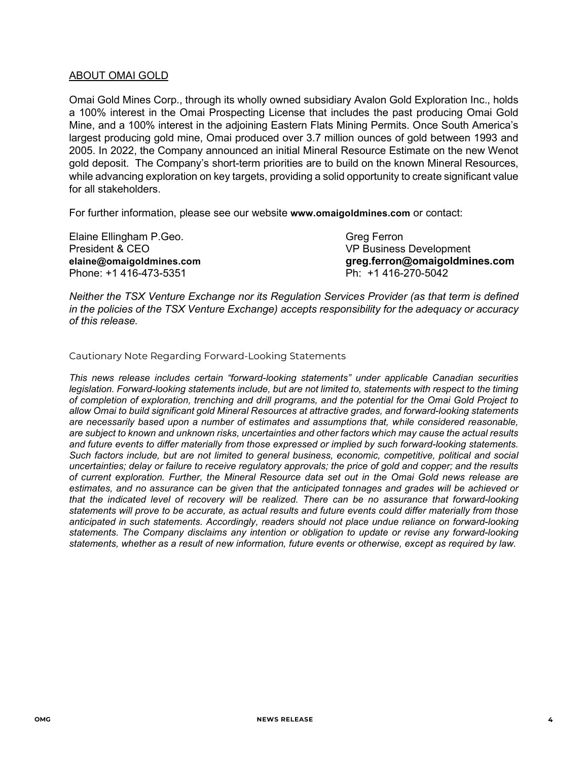## ABOUT OMAI GOLD

Omai Gold Mines Corp., through its wholly owned subsidiary Avalon Gold Exploration Inc., holds a 100% interest in the Omai Prospecting License that includes the past producing Omai Gold Mine, and a 100% interest in the adjoining Eastern Flats Mining Permits. Once South America's largest producing gold mine, Omai produced over 3.7 million ounces of gold between 1993 and 2005. In 2022, the Company announced an initial Mineral Resource Estimate on the new Wenot gold deposit. The Company's short-term priorities are to build on the known Mineral Resources, while advancing exploration on key targets, providing a solid opportunity to create significant value for all stakeholders.

For further information, please see our website **www.omaigoldmines.com** or contact:

Elaine Ellingham P.Geo.
President & CEO
**elaine@omaigoldmines.com**
Phone: +1 416-473-5351

Greg Ferron
VP Business Development
**greg.ferron@omaigoldmines.com**
Ph: +1 416-270-5042

*Neither the TSX Venture Exchange nor its Regulation Services Provider (as that term is defined in the policies of the TSX Venture Exchange) accepts responsibility for the adequacy or accuracy of this release.*

### Cautionary Note Regarding Forward-Looking Statements

*This news release includes certain "forward-looking statements" under applicable Canadian securities legislation. Forward-looking statements include, but are not limited to, statements with respect to the timing of completion of exploration, trenching and drill programs, and the potential for the Omai Gold Project to allow Omai to build significant gold Mineral Resources at attractive grades, and forward-looking statements are necessarily based upon a number of estimates and assumptions that, while considered reasonable, are subject to known and unknown risks, uncertainties and other factors which may cause the actual results and future events to differ materially from those expressed or implied by such forward-looking statements. Such factors include, but are not limited to general business, economic, competitive, political and social uncertainties; delay or failure to receive regulatory approvals; the price of gold and copper; and the results of current exploration. Further, the Mineral Resource data set out in the Omai Gold news release are estimates, and no assurance can be given that the anticipated tonnages and grades will be achieved or that the indicated level of recovery will be realized. There can be no assurance that forward-looking statements will prove to be accurate, as actual results and future events could differ materially from those anticipated in such statements. Accordingly, readers should not place undue reliance on forward-looking statements. The Company disclaims any intention or obligation to update or revise any forward-looking statements, whether as a result of new information, future events or otherwise, except as required by law.*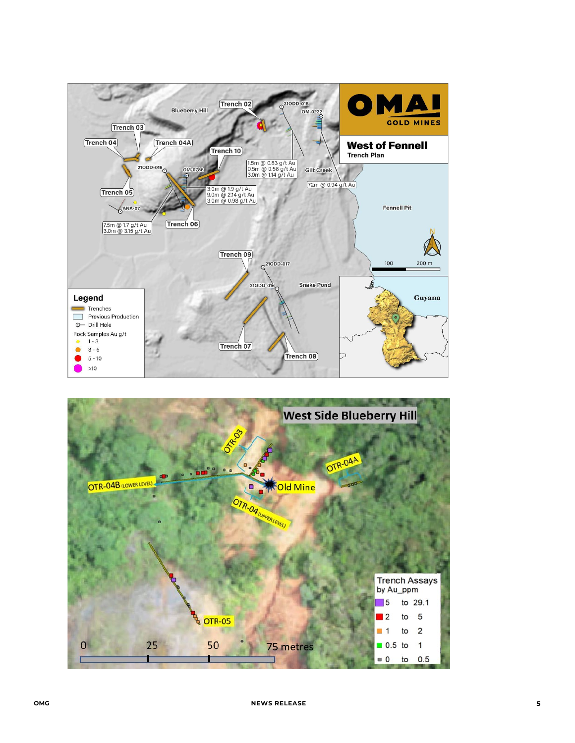## West of Fennell

Trench Plan

OMAI GOLD MINES

Blueberry Hill

Trench 02 · Trench 03 · Trench 04 · Trench 04A · Trench 05 · Trench 06 · Trench 07 · Trench 08 · Trench 09 · Trench 10

21ODD-018 · OM-0232 · 21ODD-019 · OM-0788 · ANA-07 · 21ODD-017 · 21ODD-016

1.5m @ 0.83 g/t Au
0.5m @ 0.58 g/t Au
3.0m @ 1.14 g/t Au

72m @ 0.94 g/t Au

3.0m @ 1.9 g/t Au
9.0m @ 2.14 g/t Au
3.0m @ 0.98 g/t Au

7.5m @ 1.7 g/t Au
3.0m @ 3.15 g/t Au

Gilt Creek · Fennell Pit · Snake Pond · Guyana

100 · 200 m

**Legend**

- Trenches
- Previous Production
- Drill Hole

Rock Samples Au g/t

- 1 - 3
- 3 - 5
- 5 - 10
- >10

## West Side Blueberry Hill

OTR-03 · OTR-04A · OTR-04B (LOWER LEVEL) · Old Mine · OTR-04 (UPPER LEVEL) · OTR-05

0 · 25 · 50 · 75 metres

Trench Assays by Au_ppm

- 5 to 29.1
- 2 to 5
- 1 to 2
- 0.5 to 1
- 0 to 0.5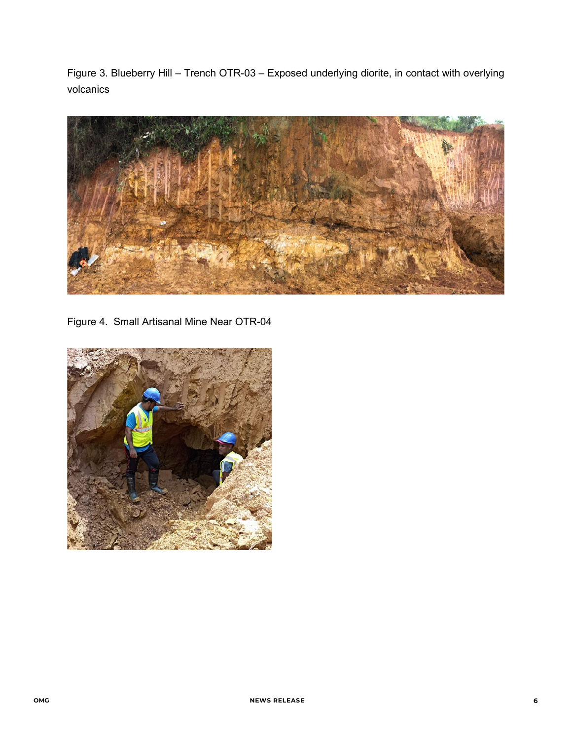Figure 3. Blueberry Hill – Trench OTR-03 – Exposed underlying diorite, in contact with overlying volcanics

Figure 4. Small Artisanal Mine Near OTR-04